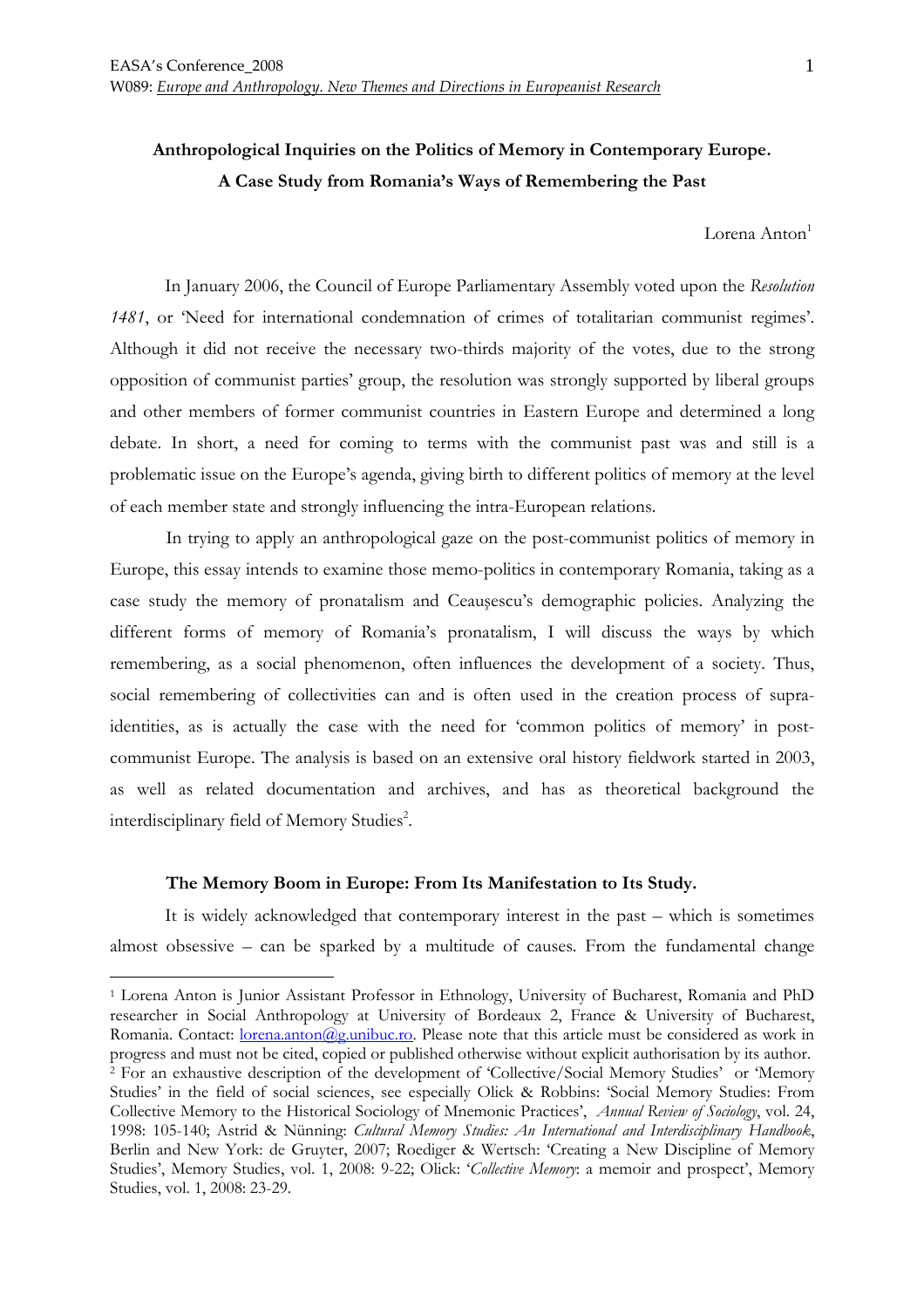# Anthropological Inquiries on the Politics of Memory in Contemporary Europe. A Case Study from Romania's Ways of Remembering the Past

Lorena Anton[1]

In January 2006, the Council of Europe Parliamentary Assembly voted upon the *Resolution 1481*, or 'Need for international condemnation of crimes of totalitarian communist regimes'. Although it did not receive the necessary two-thirds majority of the votes, due to the strong opposition of communist parties' group, the resolution was strongly supported by liberal groups and other members of former communist countries in Eastern Europe and determined a long debate. In short, a need for coming to terms with the communist past was and still is a problematic issue on the Europe's agenda, giving birth to different politics of memory at the level of each member state and strongly influencing the intra-European relations.

In trying to apply an anthropological gaze on the post-communist politics of memory in Europe, this essay intends to examine those memo-politics in contemporary Romania, taking as a case study the memory of pronatalism and Ceaușescu's demographic policies. Analyzing the different forms of memory of Romania's pronatalism, I will discuss the ways by which remembering, as a social phenomenon, often influences the development of a society. Thus, social remembering of collectivities can and is often used in the creation process of supra-identities, as is actually the case with the need for 'common politics of memory' in post-communist Europe. The analysis is based on an extensive oral history fieldwork started in 2003, as well as related documentation and archives, and has as theoretical background the interdisciplinary field of Memory Studies[2].

## The Memory Boom in Europe: From Its Manifestation to Its Study.

It is widely acknowledged that contemporary interest in the past – which is sometimes almost obsessive – can be sparked by a multitude of causes. From the fundamental change

---

[1] Lorena Anton is Junior Assistant Professor in Ethnology, University of Bucharest, Romania and PhD researcher in Social Anthropology at University of Bordeaux 2, France & University of Bucharest, Romania. Contact: lorena.anton@g.unibuc.ro. Please note that this article must be considered as work in progress and must not be cited, copied or published otherwise without explicit authorisation by its author.

[2] For an exhaustive description of the development of 'Collective/Social Memory Studies' or 'Memory Studies' in the field of social sciences, see especially Olick & Robbins: 'Social Memory Studies: From Collective Memory to the Historical Sociology of Mnemonic Practices', *Annual Review of Sociology*, vol. 24, 1998: 105-140; Astrid & Nünning: *Cultural Memory Studies: An International and Interdisciplinary Handbook*, Berlin and New York: de Gruyter, 2007; Roediger & Wertsch: 'Creating a New Discipline of Memory Studies', Memory Studies, vol. 1, 2008: 9-22; Olick: '*Collective Memory*: a memoir and prospect', Memory Studies, vol. 1, 2008: 23-29.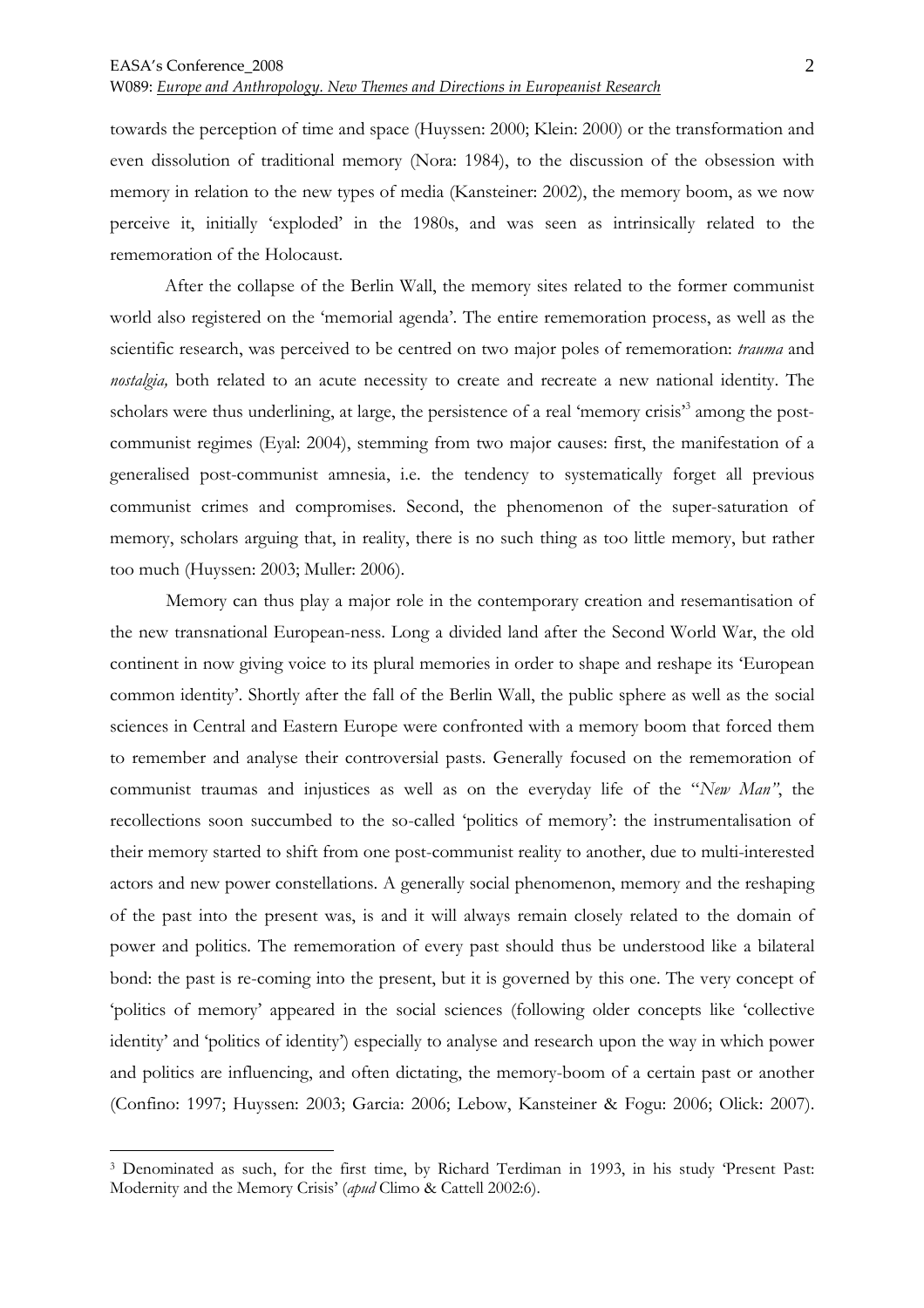towards the perception of time and space (Huyssen: 2000; Klein: 2000) or the transformation and even dissolution of traditional memory (Nora: 1984), to the discussion of the obsession with memory in relation to the new types of media (Kansteiner: 2002), the memory boom, as we now perceive it, initially 'exploded' in the 1980s, and was seen as intrinsically related to the rememoration of the Holocaust.

After the collapse of the Berlin Wall, the memory sites related to the former communist world also registered on the 'memorial agenda'. The entire rememoration process, as well as the scientific research, was perceived to be centred on two major poles of rememoration: *trauma* and *nostalgia,* both related to an acute necessity to create and recreate a new national identity. The scholars were thus underlining, at large, the persistence of a real 'memory crisis'[3] among the post-communist regimes (Eyal: 2004), stemming from two major causes: first, the manifestation of a generalised post-communist amnesia, i.e. the tendency to systematically forget all previous communist crimes and compromises. Second, the phenomenon of the super-saturation of memory, scholars arguing that, in reality, there is no such thing as too little memory, but rather too much (Huyssen: 2003; Muller: 2006).

Memory can thus play a major role in the contemporary creation and resemantisation of the new transnational European-ness. Long a divided land after the Second World War, the old continent in now giving voice to its plural memories in order to shape and reshape its 'European common identity'. Shortly after the fall of the Berlin Wall, the public sphere as well as the social sciences in Central and Eastern Europe were confronted with a memory boom that forced them to remember and analyse their controversial pasts. Generally focused on the rememoration of communist traumas and injustices as well as on the everyday life of the "*New Man"*, the recollections soon succumbed to the so-called 'politics of memory': the instrumentalisation of their memory started to shift from one post-communist reality to another, due to multi-interested actors and new power constellations. A generally social phenomenon, memory and the reshaping of the past into the present was, is and it will always remain closely related to the domain of power and politics. The rememoration of every past should thus be understood like a bilateral bond: the past is re-coming into the present, but it is governed by this one. The very concept of 'politics of memory' appeared in the social sciences (following older concepts like 'collective identity' and 'politics of identity') especially to analyse and research upon the way in which power and politics are influencing, and often dictating, the memory-boom of a certain past or another (Confino: 1997; Huyssen: 2003; Garcia: 2006; Lebow, Kansteiner & Fogu: 2006; Olick: 2007).

---

[3] Denominated as such, for the first time, by Richard Terdiman in 1993, in his study 'Present Past: Modernity and the Memory Crisis' (*apud* Climo & Cattell 2002:6).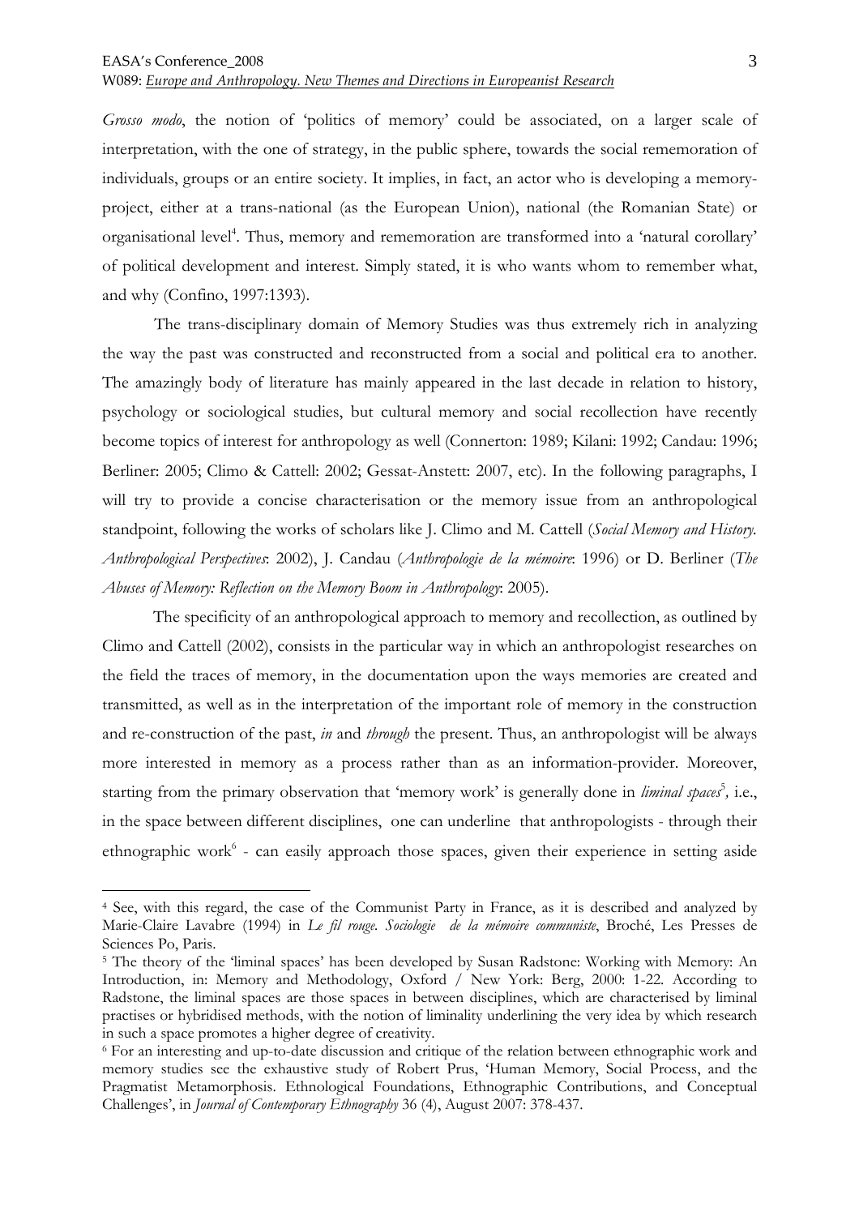*Grosso modo*, the notion of 'politics of memory' could be associated, on a larger scale of interpretation, with the one of strategy, in the public sphere, towards the social rememoration of individuals, groups or an entire society. It implies, in fact, an actor who is developing a memory-project, either at a trans-national (as the European Union), national (the Romanian State) or organisational level[4]. Thus, memory and rememoration are transformed into a 'natural corollary' of political development and interest. Simply stated, it is who wants whom to remember what, and why (Confino, 1997:1393).

The trans-disciplinary domain of Memory Studies was thus extremely rich in analyzing the way the past was constructed and reconstructed from a social and political era to another. The amazingly body of literature has mainly appeared in the last decade in relation to history, psychology or sociological studies, but cultural memory and social recollection have recently become topics of interest for anthropology as well (Connerton: 1989; Kilani: 1992; Candau: 1996; Berliner: 2005; Climo & Cattell: 2002; Gessat-Anstett: 2007, etc). In the following paragraphs, I will try to provide a concise characterisation or the memory issue from an anthropological standpoint, following the works of scholars like J. Climo and M. Cattell (*Social Memory and History. Anthropological Perspectives*: 2002), J. Candau (*Anthropologie de la mémoire*: 1996) or D. Berliner (*The Abuses of Memory: Reflection on the Memory Boom in Anthropology*: 2005).

The specificity of an anthropological approach to memory and recollection, as outlined by Climo and Cattell (2002), consists in the particular way in which an anthropologist researches on the field the traces of memory, in the documentation upon the ways memories are created and transmitted, as well as in the interpretation of the important role of memory in the construction and re-construction of the past, *in* and *through* the present. Thus, an anthropologist will be always more interested in memory as a process rather than as an information-provider. Moreover, starting from the primary observation that 'memory work' is generally done in *liminal spaces*[5], i.e., in the space between different disciplines, one can underline that anthropologists - through their ethnographic work[6] - can easily approach those spaces, given their experience in setting aside

---

[4] See, with this regard, the case of the Communist Party in France, as it is described and analyzed by Marie-Claire Lavabre (1994) in *Le fil rouge. Sociologie de la mémoire communiste*, Broché, Les Presses de Sciences Po, Paris.

[5] The theory of the 'liminal spaces' has been developed by Susan Radstone: Working with Memory: An Introduction, in: Memory and Methodology, Oxford / New York: Berg, 2000: 1-22. According to Radstone, the liminal spaces are those spaces in between disciplines, which are characterised by liminal practises or hybridised methods, with the notion of liminality underlining the very idea by which research in such a space promotes a higher degree of creativity.

[6] For an interesting and up-to-date discussion and critique of the relation between ethnographic work and memory studies see the exhaustive study of Robert Prus, 'Human Memory, Social Process, and the Pragmatist Metamorphosis. Ethnological Foundations, Ethnographic Contributions, and Conceptual Challenges', in *Journal of Contemporary Ethnography* 36 (4), August 2007: 378-437.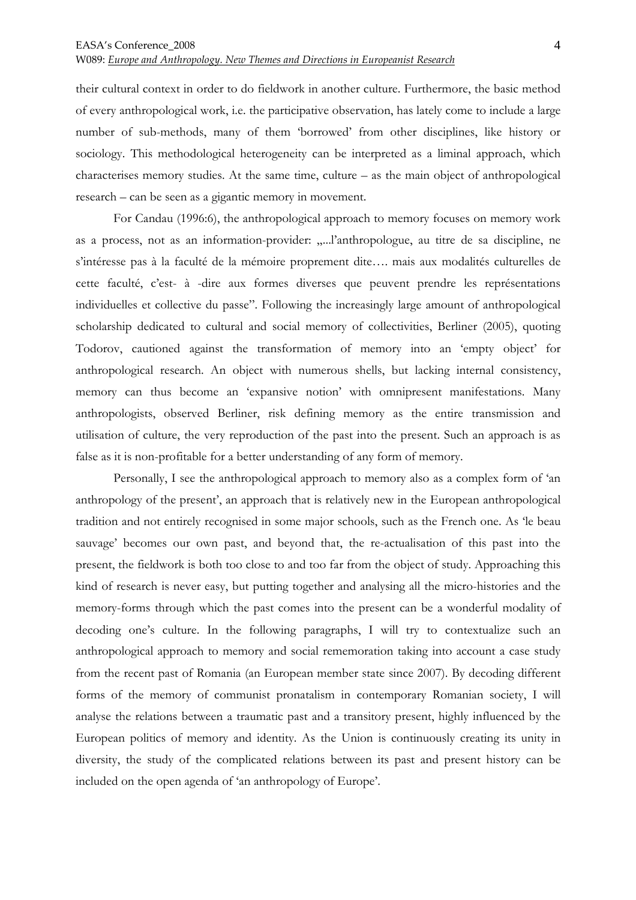their cultural context in order to do fieldwork in another culture. Furthermore, the basic method of every anthropological work, i.e. the participative observation, has lately come to include a large number of sub-methods, many of them 'borrowed' from other disciplines, like history or sociology. This methodological heterogeneity can be interpreted as a liminal approach, which characterises memory studies. At the same time, culture – as the main object of anthropological research – can be seen as a gigantic memory in movement.

For Candau (1996:6), the anthropological approach to memory focuses on memory work as a process, not as an information-provider: „...l'anthropologue, au titre de sa discipline, ne s'intéresse pas à la faculté de la mémoire proprement dite…. mais aux modalités culturelles de cette faculté, c'est- à -dire aux formes diverses que peuvent prendre les représentations individuelles et collective du passe". Following the increasingly large amount of anthropological scholarship dedicated to cultural and social memory of collectivities, Berliner (2005), quoting Todorov, cautioned against the transformation of memory into an 'empty object' for anthropological research. An object with numerous shells, but lacking internal consistency, memory can thus become an 'expansive notion' with omnipresent manifestations. Many anthropologists, observed Berliner, risk defining memory as the entire transmission and utilisation of culture, the very reproduction of the past into the present. Such an approach is as false as it is non-profitable for a better understanding of any form of memory.

Personally, I see the anthropological approach to memory also as a complex form of 'an anthropology of the present', an approach that is relatively new in the European anthropological tradition and not entirely recognised in some major schools, such as the French one. As 'le beau sauvage' becomes our own past, and beyond that, the re-actualisation of this past into the present, the fieldwork is both too close to and too far from the object of study. Approaching this kind of research is never easy, but putting together and analysing all the micro-histories and the memory-forms through which the past comes into the present can be a wonderful modality of decoding one's culture. In the following paragraphs, I will try to contextualize such an anthropological approach to memory and social rememoration taking into account a case study from the recent past of Romania (an European member state since 2007). By decoding different forms of the memory of communist pronatalism in contemporary Romanian society, I will analyse the relations between a traumatic past and a transitory present, highly influenced by the European politics of memory and identity. As the Union is continuously creating its unity in diversity, the study of the complicated relations between its past and present history can be included on the open agenda of 'an anthropology of Europe'.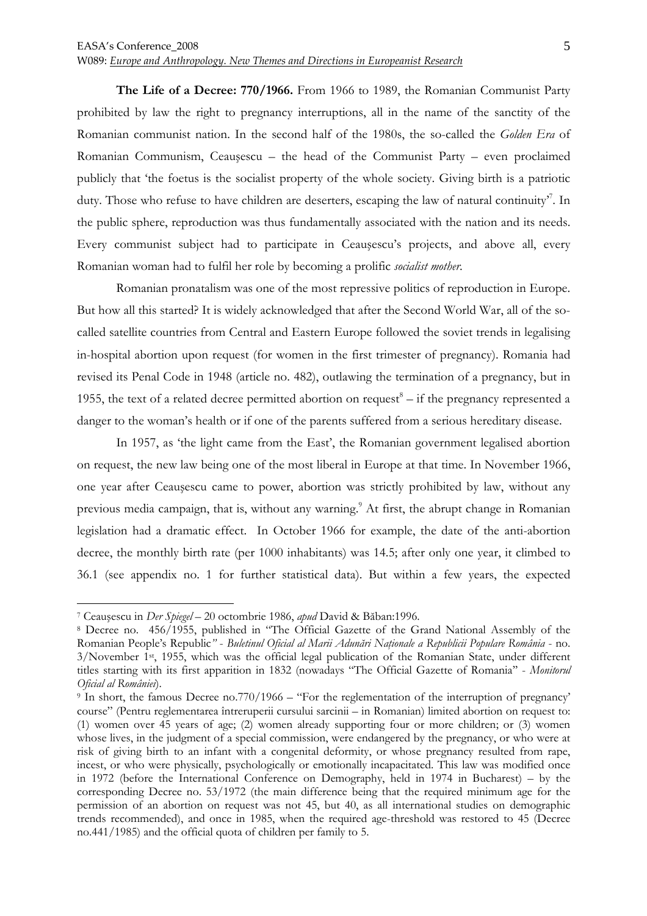**The Life of a Decree: 770/1966.** From 1966 to 1989, the Romanian Communist Party prohibited by law the right to pregnancy interruptions, all in the name of the sanctity of the Romanian communist nation. In the second half of the 1980s, the so-called the *Golden Era* of Romanian Communism, Ceaușescu – the head of the Communist Party – even proclaimed publicly that 'the foetus is the socialist property of the whole society. Giving birth is a patriotic duty. Those who refuse to have children are deserters, escaping the law of natural continuity'[7]. In the public sphere, reproduction was thus fundamentally associated with the nation and its needs. Every communist subject had to participate in Ceaușescu's projects, and above all, every Romanian woman had to fulfil her role by becoming a prolific *socialist mother*.

Romanian pronatalism was one of the most repressive politics of reproduction in Europe. But how all this started? It is widely acknowledged that after the Second World War, all of the so-called satellite countries from Central and Eastern Europe followed the soviet trends in legalising in-hospital abortion upon request (for women in the first trimester of pregnancy). Romania had revised its Penal Code in 1948 (article no. 482), outlawing the termination of a pregnancy, but in 1955, the text of a related decree permitted abortion on request[8] – if the pregnancy represented a danger to the woman's health or if one of the parents suffered from a serious hereditary disease.

In 1957, as 'the light came from the East', the Romanian government legalised abortion on request, the new law being one of the most liberal in Europe at that time. In November 1966, one year after Ceaușescu came to power, abortion was strictly prohibited by law, without any previous media campaign, that is, without any warning.[9] At first, the abrupt change in Romanian legislation had a dramatic effect. In October 1966 for example, the date of the anti-abortion decree, the monthly birth rate (per 1000 inhabitants) was 14.5; after only one year, it climbed to 36.1 (see appendix no. 1 for further statistical data). But within a few years, the expected

---

[7] Ceaușescu in *Der Spiegel* – 20 octombrie 1986, *apud* David & Băban:1996.

[8] Decree no. 456/1955, published in "The Official Gazette of the Grand National Assembly of the Romanian People's Republic" - *Buletinul Oficial al Marii Adunări Naționale a Republicii Populare România* - no. 3/November 1st, 1955, which was the official legal publication of the Romanian State, under different titles starting with its first apparition in 1832 (nowadays "The Official Gazette of Romania" - *Monitorul Oficial al României*).

[9] In short, the famous Decree no.770/1966 – "For the reglementation of the interruption of pregnancy' course" (Pentru reglementarea întreruperii cursului sarcinii – in Romanian) limited abortion on request to: (1) women over 45 years of age; (2) women already supporting four or more children; or (3) women whose lives, in the judgment of a special commission, were endangered by the pregnancy, or who were at risk of giving birth to an infant with a congenital deformity, or whose pregnancy resulted from rape, incest, or who were physically, psychologically or emotionally incapacitated. This law was modified once in 1972 (before the International Conference on Demography, held in 1974 in Bucharest) – by the corresponding Decree no. 53/1972 (the main difference being that the required minimum age for the permission of an abortion on request was not 45, but 40, as all international studies on demographic trends recommended), and once in 1985, when the required age-threshold was restored to 45 (Decree no.441/1985) and the official quota of children per family to 5.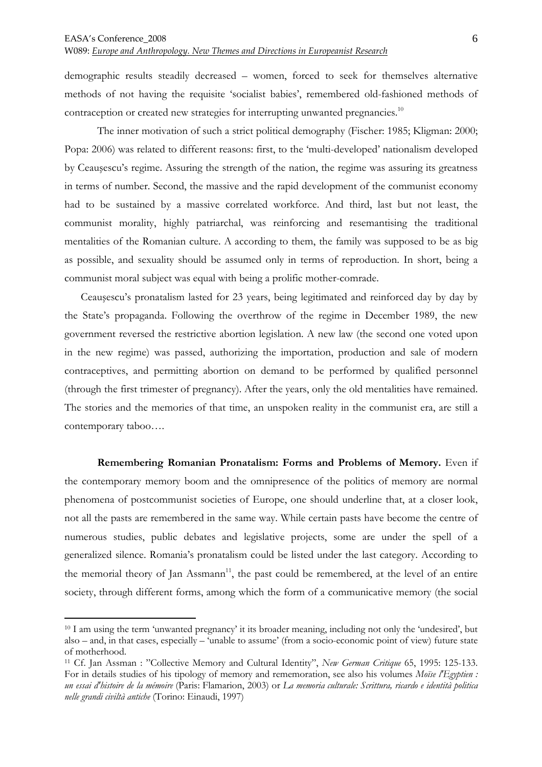demographic results steadily decreased – women, forced to seek for themselves alternative methods of not having the requisite 'socialist babies', remembered old-fashioned methods of contraception or created new strategies for interrupting unwanted pregnancies.[10]

The inner motivation of such a strict political demography (Fischer: 1985; Kligman: 2000; Popa: 2006) was related to different reasons: first, to the 'multi-developed' nationalism developed by Ceaușescu's regime. Assuring the strength of the nation, the regime was assuring its greatness in terms of number. Second, the massive and the rapid development of the communist economy had to be sustained by a massive correlated workforce. And third, last but not least, the communist morality, highly patriarchal, was reinforcing and resemantising the traditional mentalities of the Romanian culture. A according to them, the family was supposed to be as big as possible, and sexuality should be assumed only in terms of reproduction. In short, being a communist moral subject was equal with being a prolific mother-comrade.

Ceaușescu's pronatalism lasted for 23 years, being legitimated and reinforced day by day by the State's propaganda. Following the overthrow of the regime in December 1989, the new government reversed the restrictive abortion legislation. A new law (the second one voted upon in the new regime) was passed, authorizing the importation, production and sale of modern contraceptives, and permitting abortion on demand to be performed by qualified personnel (through the first trimester of pregnancy). After the years, only the old mentalities have remained. The stories and the memories of that time, an unspoken reality in the communist era, are still a contemporary taboo….

**Remembering Romanian Pronatalism: Forms and Problems of Memory.** Even if the contemporary memory boom and the omnipresence of the politics of memory are normal phenomena of postcommunist societies of Europe, one should underline that, at a closer look, not all the pasts are remembered in the same way. While certain pasts have become the centre of numerous studies, public debates and legislative projects, some are under the spell of a generalized silence. Romania's pronatalism could be listed under the last category. According to the memorial theory of Jan Assmann[11], the past could be remembered, at the level of an entire society, through different forms, among which the form of a communicative memory (the social

---

[10] I am using the term 'unwanted pregnancy' it its broader meaning, including not only the 'undesired', but also – and, in that cases, especially – 'unable to assume' (from a socio-economic point of view) future state of motherhood.

[11] Cf. Jan Assman : "Collective Memory and Cultural Identity", *New German Critique* 65, 1995: 125-133. For in details studies of his tipology of memory and rememoration, see also his volumes *Moïse l'Egyptien : un essai d'histoire de la mémoire* (Paris: Flamarion, 2003) or *La memoria culturale: Scrittura, ricardo e identità politica nelle grandi civiltà antiche* (Torino: Einaudi, 1997)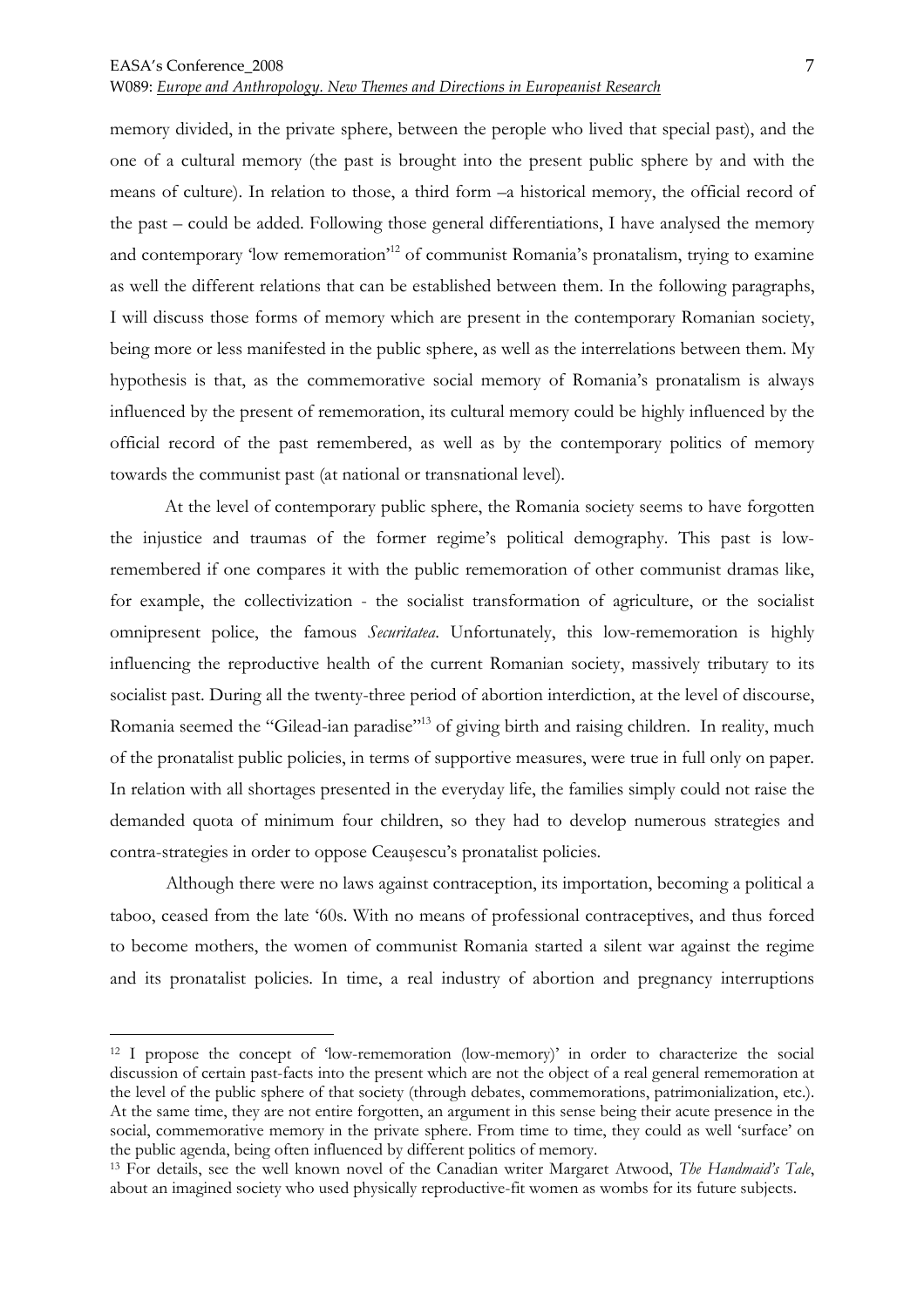memory divided, in the private sphere, between the perople who lived that special past), and the one of a cultural memory (the past is brought into the present public sphere by and with the means of culture). In relation to those, a third form –a historical memory, the official record of the past – could be added. Following those general differentiations, I have analysed the memory and contemporary 'low rememoration'[12] of communist Romania's pronatalism, trying to examine as well the different relations that can be established between them. In the following paragraphs, I will discuss those forms of memory which are present in the contemporary Romanian society, being more or less manifested in the public sphere, as well as the interrelations between them. My hypothesis is that, as the commemorative social memory of Romania's pronatalism is always influenced by the present of rememoration, its cultural memory could be highly influenced by the official record of the past remembered, as well as by the contemporary politics of memory towards the communist past (at national or transnational level).

At the level of contemporary public sphere, the Romania society seems to have forgotten the injustice and traumas of the former regime's political demography. This past is low-remembered if one compares it with the public rememoration of other communist dramas like, for example, the collectivization - the socialist transformation of agriculture, or the socialist omnipresent police, the famous *Securitatea*. Unfortunately, this low-rememoration is highly influencing the reproductive health of the current Romanian society, massively tributary to its socialist past. During all the twenty-three period of abortion interdiction, at the level of discourse, Romania seemed the "Gilead-ian paradise"[13] of giving birth and raising children. In reality, much of the pronatalist public policies, in terms of supportive measures, were true in full only on paper. In relation with all shortages presented in the everyday life, the families simply could not raise the demanded quota of minimum four children, so they had to develop numerous strategies and contra-strategies in order to oppose Ceaușescu's pronatalist policies.

Although there were no laws against contraception, its importation, becoming a political a taboo, ceased from the late '60s. With no means of professional contraceptives, and thus forced to become mothers, the women of communist Romania started a silent war against the regime and its pronatalist policies. In time, a real industry of abortion and pregnancy interruptions

---

[12] I propose the concept of 'low-rememoration (low-memory)' in order to characterize the social discussion of certain past-facts into the present which are not the object of a real general rememoration at the level of the public sphere of that society (through debates, commemorations, patrimonialization, etc.). At the same time, they are not entire forgotten, an argument in this sense being their acute presence in the social, commemorative memory in the private sphere. From time to time, they could as well 'surface' on the public agenda, being often influenced by different politics of memory.

[13] For details, see the well known novel of the Canadian writer Margaret Atwood, *The Handmaid's Tale*, about an imagined society who used physically reproductive-fit women as wombs for its future subjects.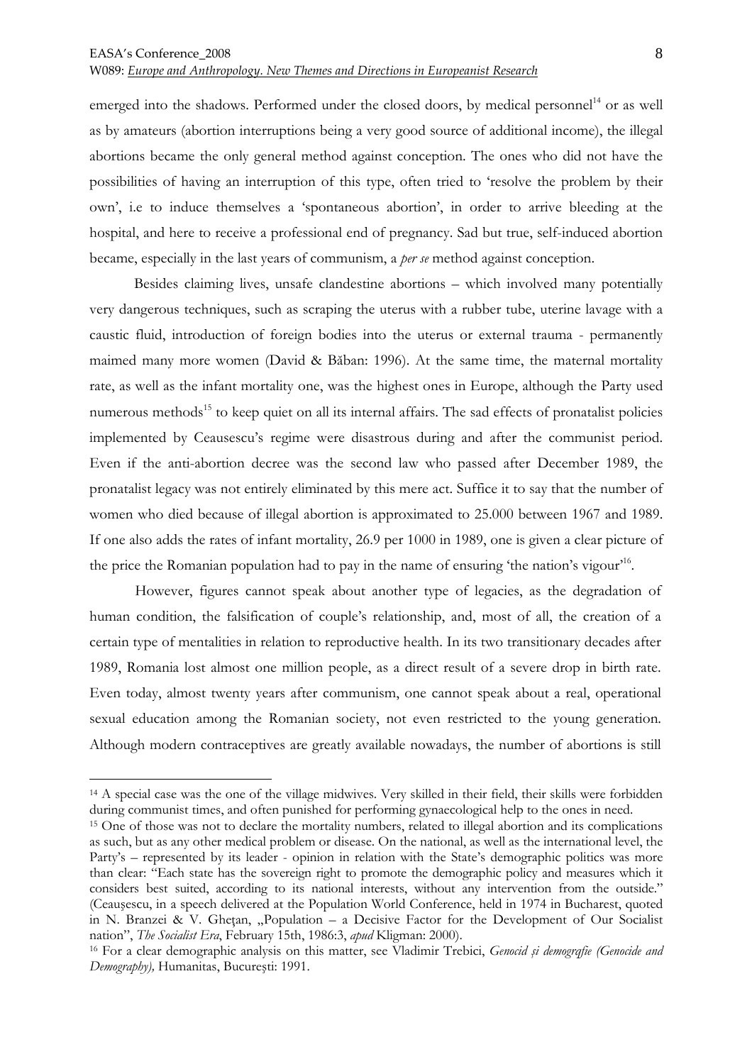emerged into the shadows. Performed under the closed doors, by medical personnel[14] or as well as by amateurs (abortion interruptions being a very good source of additional income), the illegal abortions became the only general method against conception. The ones who did not have the possibilities of having an interruption of this type, often tried to 'resolve the problem by their own', i.e to induce themselves a 'spontaneous abortion', in order to arrive bleeding at the hospital, and here to receive a professional end of pregnancy. Sad but true, self-induced abortion became, especially in the last years of communism, a *per se* method against conception.

Besides claiming lives, unsafe clandestine abortions – which involved many potentially very dangerous techniques, such as scraping the uterus with a rubber tube, uterine lavage with a caustic fluid, introduction of foreign bodies into the uterus or external trauma - permanently maimed many more women (David & Băban: 1996). At the same time, the maternal mortality rate, as well as the infant mortality one, was the highest ones in Europe, although the Party used numerous methods[15] to keep quiet on all its internal affairs. The sad effects of pronatalist policies implemented by Ceausescu's regime were disastrous during and after the communist period. Even if the anti-abortion decree was the second law who passed after December 1989, the pronatalist legacy was not entirely eliminated by this mere act. Suffice it to say that the number of women who died because of illegal abortion is approximated to 25.000 between 1967 and 1989. If one also adds the rates of infant mortality, 26.9 per 1000 in 1989, one is given a clear picture of the price the Romanian population had to pay in the name of ensuring 'the nation's vigour'[16].

However, figures cannot speak about another type of legacies, as the degradation of human condition, the falsification of couple's relationship, and, most of all, the creation of a certain type of mentalities in relation to reproductive health. In its two transitionary decades after 1989, Romania lost almost one million people, as a direct result of a severe drop in birth rate. Even today, almost twenty years after communism, one cannot speak about a real, operational sexual education among the Romanian society, not even restricted to the young generation. Although modern contraceptives are greatly available nowadays, the number of abortions is still

---

[14] A special case was the one of the village midwives. Very skilled in their field, their skills were forbidden during communist times, and often punished for performing gynaecological help to the ones in need.

[15] One of those was not to declare the mortality numbers, related to illegal abortion and its complications as such, but as any other medical problem or disease. On the national, as well as the international level, the Party's – represented by its leader - opinion in relation with the State's demographic politics was more than clear: "Each state has the sovereign right to promote the demographic policy and measures which it considers best suited, according to its national interests, without any intervention from the outside." (Ceaușescu, in a speech delivered at the Population World Conference, held in 1974 in Bucharest, quoted in N. Branzei & V. Gheţan, „Population – a Decisive Factor for the Development of Our Socialist nation", *The Socialist Era*, February 15th, 1986:3, *apud* Kligman: 2000).

[16] For a clear demographic analysis on this matter, see Vladimir Trebici, *Genocid și demografie (Genocide and Demography),* Humanitas, București: 1991.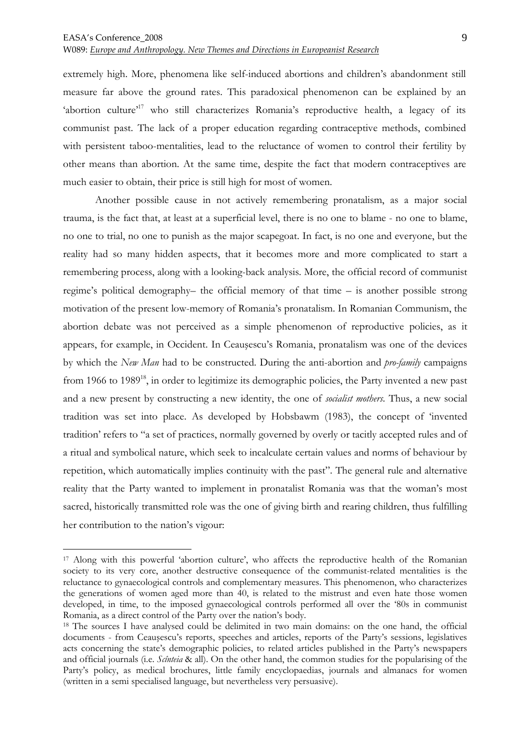extremely high. More, phenomena like self-induced abortions and children's abandonment still measure far above the ground rates. This paradoxical phenomenon can be explained by an 'abortion culture'[17] who still characterizes Romania's reproductive health, a legacy of its communist past. The lack of a proper education regarding contraceptive methods, combined with persistent taboo-mentalities, lead to the reluctance of women to control their fertility by other means than abortion. At the same time, despite the fact that modern contraceptives are much easier to obtain, their price is still high for most of women.

Another possible cause in not actively remembering pronatalism, as a major social trauma, is the fact that, at least at a superficial level, there is no one to blame - no one to blame, no one to trial, no one to punish as the major scapegoat. In fact, is no one and everyone, but the reality had so many hidden aspects, that it becomes more and more complicated to start a remembering process, along with a looking-back analysis. More, the official record of communist regime's political demography– the official memory of that time – is another possible strong motivation of the present low-memory of Romania's pronatalism. In Romanian Communism, the abortion debate was not perceived as a simple phenomenon of reproductive policies, as it appears, for example, in Occident. In Ceaușescu's Romania, pronatalism was one of the devices by which the *New Man* had to be constructed. During the anti-abortion and *pro-family* campaigns from 1966 to 1989[18], in order to legitimize its demographic policies, the Party invented a new past and a new present by constructing a new identity, the one of *socialist mothers*. Thus, a new social tradition was set into place. As developed by Hobsbawm (1983), the concept of 'invented tradition' refers to "a set of practices, normally governed by overly or tacitly accepted rules and of a ritual and symbolical nature, which seek to incalculate certain values and norms of behaviour by repetition, which automatically implies continuity with the past". The general rule and alternative reality that the Party wanted to implement in pronatalist Romania was that the woman's most sacred, historically transmitted role was the one of giving birth and rearing children, thus fulfilling her contribution to the nation's vigour:

---

[17] Along with this powerful 'abortion culture', who affects the reproductive health of the Romanian society to its very core, another destructive consequence of the communist-related mentalities is the reluctance to gynaecological controls and complementary measures. This phenomenon, who characterizes the generations of women aged more than 40, is related to the mistrust and even hate those women developed, in time, to the imposed gynaecological controls performed all over the '80s in communist Romania, as a direct control of the Party over the nation's body.

[18] The sources I have analysed could be delimited in two main domains: on the one hand, the official documents - from Ceaușescu's reports, speeches and articles, reports of the Party's sessions, legislatives acts concerning the state's demographic policies, to related articles published in the Party's newspapers and official journals (i.e. *Scînteia* & all). On the other hand, the common studies for the popularising of the Party's policy, as medical brochures, little family encyclopaedias, journals and almanacs for women (written in a semi specialised language, but nevertheless very persuasive).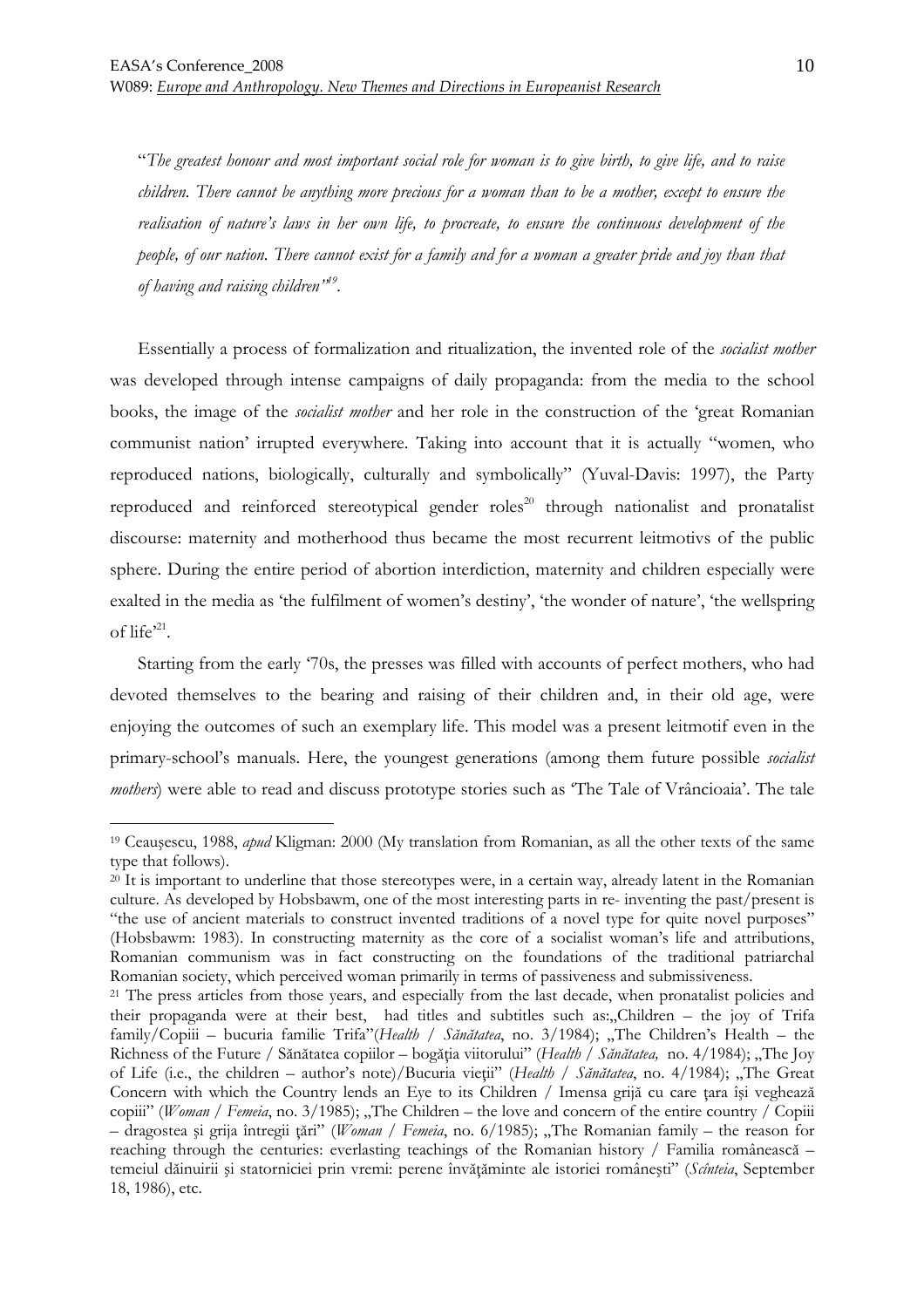"*The greatest honour and most important social role for woman is to give birth, to give life, and to raise children. There cannot be anything more precious for a woman than to be a mother, except to ensure the realisation of nature's laws in her own life, to procreate, to ensure the continuous development of the people, of our nation. There cannot exist for a family and for a woman a greater pride and joy than that of having and raising children*"[19].

Essentially a process of formalization and ritualization, the invented role of the *socialist mother* was developed through intense campaigns of daily propaganda: from the media to the school books, the image of the *socialist mother* and her role in the construction of the 'great Romanian communist nation' irrupted everywhere. Taking into account that it is actually "women, who reproduced nations, biologically, culturally and symbolically" (Yuval-Davis: 1997), the Party reproduced and reinforced stereotypical gender roles[20] through nationalist and pronatalist discourse: maternity and motherhood thus became the most recurrent leitmotivs of the public sphere. During the entire period of abortion interdiction, maternity and children especially were exalted in the media as 'the fulfilment of women's destiny', 'the wonder of nature', 'the wellspring of life'[21].

Starting from the early '70s, the presses was filled with accounts of perfect mothers, who had devoted themselves to the bearing and raising of their children and, in their old age, were enjoying the outcomes of such an exemplary life. This model was a present leitmotif even in the primary-school's manuals. Here, the youngest generations (among them future possible *socialist mothers*) were able to read and discuss prototype stories such as 'The Tale of Vrâncioaia'. The tale

---

[19] Ceaușescu, 1988, *apud* Kligman: 2000 (My translation from Romanian, as all the other texts of the same type that follows).

[20] It is important to underline that those stereotypes were, in a certain way, already latent in the Romanian culture. As developed by Hobsbawm, one of the most interesting parts in re- inventing the past/present is "the use of ancient materials to construct invented traditions of a novel type for quite novel purposes" (Hobsbawm: 1983). In constructing maternity as the core of a socialist woman's life and attributions, Romanian communism was in fact constructing on the foundations of the traditional patriarchal Romanian society, which perceived woman primarily in terms of passiveness and submissiveness.

[21] The press articles from those years, and especially from the last decade, when pronatalist policies and their propaganda were at their best, had titles and subtitles such as:„Children – the joy of Trifa family/Copiii – bucuria familie Trifa"(*Health* / *Sănătatea*, no. 3/1984); „The Children's Health – the Richness of the Future / Sănătatea copiilor – bogăția viitorului" (*Health* / *Sănătatea,* no. 4/1984); „The Joy of Life (i.e., the children – author's note)/Bucuria vieții" (*Health* / *Sănătatea*, no. 4/1984); „The Great Concern with which the Country lends an Eye to its Children / Imensa grijă cu care țara își veghează copiii" (*Woman* / *Femeia*, no. 3/1985); „The Children – the love and concern of the entire country / Copiii – dragostea și grija întregii ţări" (*Woman* / *Femeia*, no. 6/1985); „The Romanian family – the reason for reaching through the centuries: everlasting teachings of the Romanian history / Familia românească – temeiul dăinuirii şi statorniciei prin vremi: perene învăţăminte ale istoriei româneşti" (*Scînteia*, September 18, 1986), etc.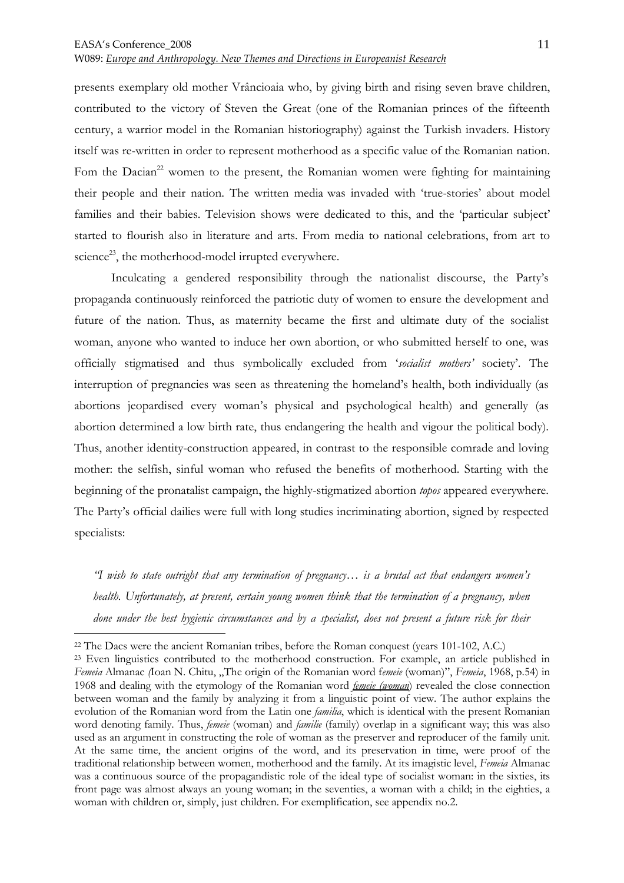presents exemplary old mother Vrâncioaia who, by giving birth and rising seven brave children, contributed to the victory of Steven the Great (one of the Romanian princes of the fifteenth century, a warrior model in the Romanian historiography) against the Turkish invaders. History itself was re-written in order to represent motherhood as a specific value of the Romanian nation. Fom the Dacian[22] women to the present, the Romanian women were fighting for maintaining their people and their nation. The written media was invaded with 'true-stories' about model families and their babies. Television shows were dedicated to this, and the 'particular subject' started to flourish also in literature and arts. From media to national celebrations, from art to science[23], the motherhood-model irrupted everywhere.

Inculcating a gendered responsibility through the nationalist discourse, the Party's propaganda continuously reinforced the patriotic duty of women to ensure the development and future of the nation. Thus, as maternity became the first and ultimate duty of the socialist woman, anyone who wanted to induce her own abortion, or who submitted herself to one, was officially stigmatised and thus symbolically excluded from '*socialist mothers'* society'. The interruption of pregnancies was seen as threatening the homeland's health, both individually (as abortions jeopardised every woman's physical and psychological health) and generally (as abortion determined a low birth rate, thus endangering the health and vigour the political body). Thus, another identity-construction appeared, in contrast to the responsible comrade and loving mother: the selfish, sinful woman who refused the benefits of motherhood. Starting with the beginning of the pronatalist campaign, the highly-stigmatized abortion *topos* appeared everywhere. The Party's official dailies were full with long studies incriminating abortion, signed by respected specialists:

*"I wish to state outright that any termination of pregnancy… is a brutal act that endangers women's health. Unfortunately, at present, certain young women think that the termination of a pregnancy, when done under the best hygienic circumstances and by a specialist, does not present a future risk for their*

---

[22] The Dacs were the ancient Romanian tribes, before the Roman conquest (years 101-102, A.C.)

[23] Even linguistics contributed to the motherhood construction. For example, an article published in *Femeia* Almanac (Ioan N. Chitu, „The origin of the Romanian word f*emeie* (woman)", *Femeia*, 1968, p.54) in 1968 and dealing with the etymology of the Romanian word *femeie (woman*) revealed the close connection between woman and the family by analyzing it from a linguistic point of view. The author explains the evolution of the Romanian word from the Latin one *familia*, which is identical with the present Romanian word denoting family. Thus, *femeie* (woman) and *familie* (family) overlap in a significant way; this was also used as an argument in constructing the role of woman as the preserver and reproducer of the family unit. At the same time, the ancient origins of the word, and its preservation in time, were proof of the traditional relationship between women, motherhood and the family. At its imagistic level, *Femeia* Almanac was a continuous source of the propagandistic role of the ideal type of socialist woman: in the sixties, its front page was almost always an young woman; in the seventies, a woman with a child; in the eighties, a woman with children or, simply, just children. For exemplification, see appendix no.2.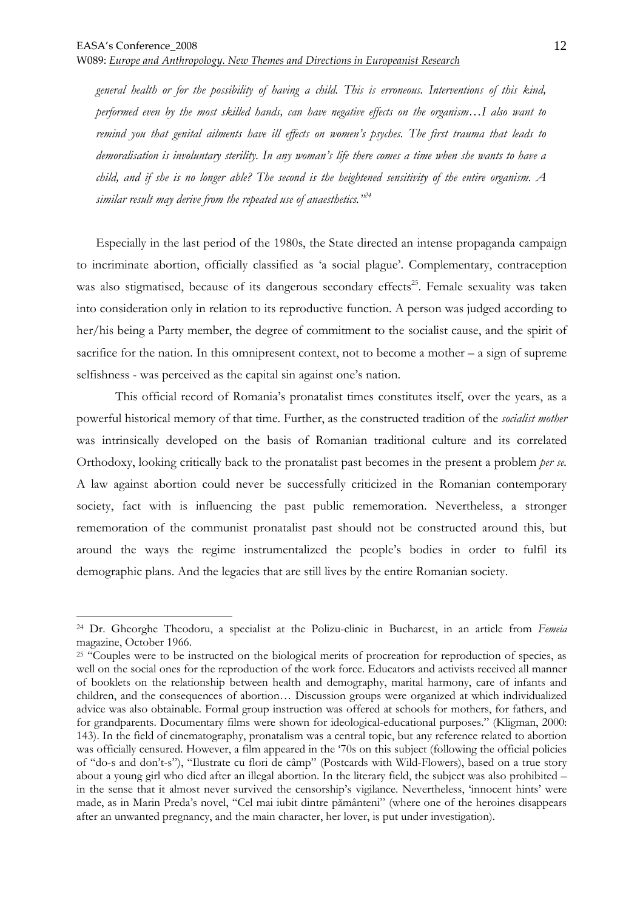*general health or for the possibility of having a child. This is erroneous. Interventions of this kind, performed even by the most skilled hands, can have negative effects on the organism…I also want to remind you that genital ailments have ill effects on women's psyches. The first trauma that leads to demoralisation is involuntary sterility. In any woman's life there comes a time when she wants to have a child, and if she is no longer able? The second is the heightened sensitivity of the entire organism. A similar result may derive from the repeated use of anaesthetics."*[24]

Especially in the last period of the 1980s, the State directed an intense propaganda campaign to incriminate abortion, officially classified as 'a social plague'. Complementary, contraception was also stigmatised, because of its dangerous secondary effects[25]. Female sexuality was taken into consideration only in relation to its reproductive function. A person was judged according to her/his being a Party member, the degree of commitment to the socialist cause, and the spirit of sacrifice for the nation. In this omnipresent context, not to become a mother – a sign of supreme selfishness - was perceived as the capital sin against one's nation.

This official record of Romania's pronatalist times constitutes itself, over the years, as a powerful historical memory of that time. Further, as the constructed tradition of the *socialist mother* was intrinsically developed on the basis of Romanian traditional culture and its correlated Orthodoxy, looking critically back to the pronatalist past becomes in the present a problem *per se.* A law against abortion could never be successfully criticized in the Romanian contemporary society, fact with is influencing the past public rememoration. Nevertheless, a stronger rememoration of the communist pronatalist past should not be constructed around this, but around the ways the regime instrumentalized the people's bodies in order to fulfil its demographic plans. And the legacies that are still lives by the entire Romanian society.

---

[24] Dr. Gheorghe Theodoru, a specialist at the Polizu-clinic in Bucharest, in an article from *Femeia* magazine, October 1966.

[25] "Couples were to be instructed on the biological merits of procreation for reproduction of species, as well on the social ones for the reproduction of the work force. Educators and activists received all manner of booklets on the relationship between health and demography, marital harmony, care of infants and children, and the consequences of abortion… Discussion groups were organized at which individualized advice was also obtainable. Formal group instruction was offered at schools for mothers, for fathers, and for grandparents. Documentary films were shown for ideological-educational purposes." (Kligman, 2000: 143). In the field of cinematography, pronatalism was a central topic, but any reference related to abortion was officially censured. However, a film appeared in the '70s on this subject (following the official policies of "do-s and don't-s"), "Ilustrate cu flori de câmp" (Postcards with Wild-Flowers), based on a true story about a young girl who died after an illegal abortion. In the literary field, the subject was also prohibited – in the sense that it almost never survived the censorship's vigilance. Nevertheless, 'innocent hints' were made, as in Marin Preda's novel, "Cel mai iubit dintre pământeni" (where one of the heroines disappears after an unwanted pregnancy, and the main character, her lover, is put under investigation).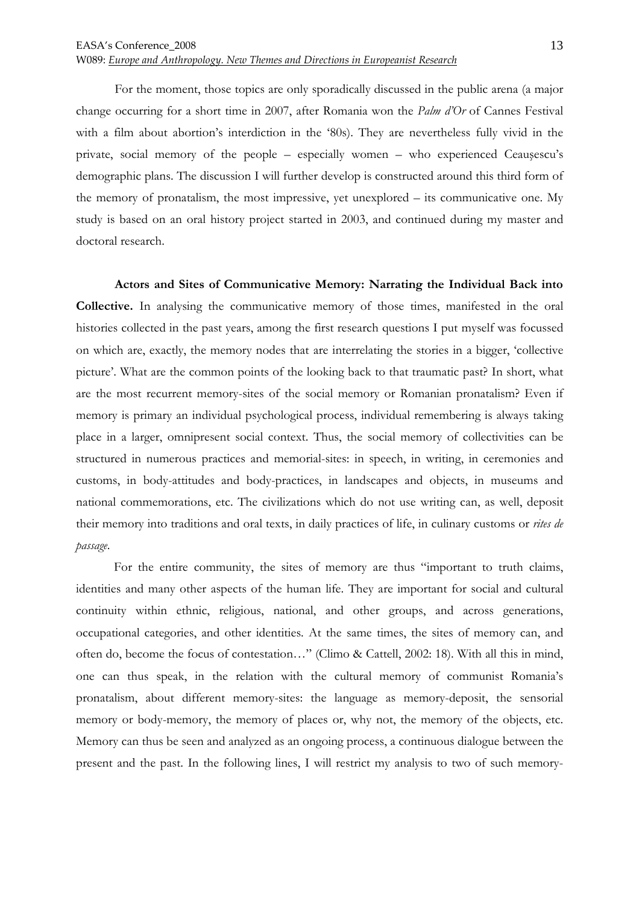For the moment, those topics are only sporadically discussed in the public arena (a major change occurring for a short time in 2007, after Romania won the *Palm d'Or* of Cannes Festival with a film about abortion's interdiction in the '80s). They are nevertheless fully vivid in the private, social memory of the people – especially women – who experienced Ceaușescu's demographic plans. The discussion I will further develop is constructed around this third form of the memory of pronatalism, the most impressive, yet unexplored – its communicative one. My study is based on an oral history project started in 2003, and continued during my master and doctoral research.

**Actors and Sites of Communicative Memory: Narrating the Individual Back into Collective.** In analysing the communicative memory of those times, manifested in the oral histories collected in the past years, among the first research questions I put myself was focussed on which are, exactly, the memory nodes that are interrelating the stories in a bigger, 'collective picture'. What are the common points of the looking back to that traumatic past? In short, what are the most recurrent memory-sites of the social memory or Romanian pronatalism? Even if memory is primary an individual psychological process, individual remembering is always taking place in a larger, omnipresent social context. Thus, the social memory of collectivities can be structured in numerous practices and memorial-sites: in speech, in writing, in ceremonies and customs, in body-attitudes and body-practices, in landscapes and objects, in museums and national commemorations, etc. The civilizations which do not use writing can, as well, deposit their memory into traditions and oral texts, in daily practices of life, in culinary customs or *rites de passage*.

For the entire community, the sites of memory are thus "important to truth claims, identities and many other aspects of the human life. They are important for social and cultural continuity within ethnic, religious, national, and other groups, and across generations, occupational categories, and other identities. At the same times, the sites of memory can, and often do, become the focus of contestation…" (Climo & Cattell, 2002: 18). With all this in mind, one can thus speak, in the relation with the cultural memory of communist Romania's pronatalism, about different memory-sites: the language as memory-deposit, the sensorial memory or body-memory, the memory of places or, why not, the memory of the objects, etc. Memory can thus be seen and analyzed as an ongoing process, a continuous dialogue between the present and the past. In the following lines, I will restrict my analysis to two of such memory-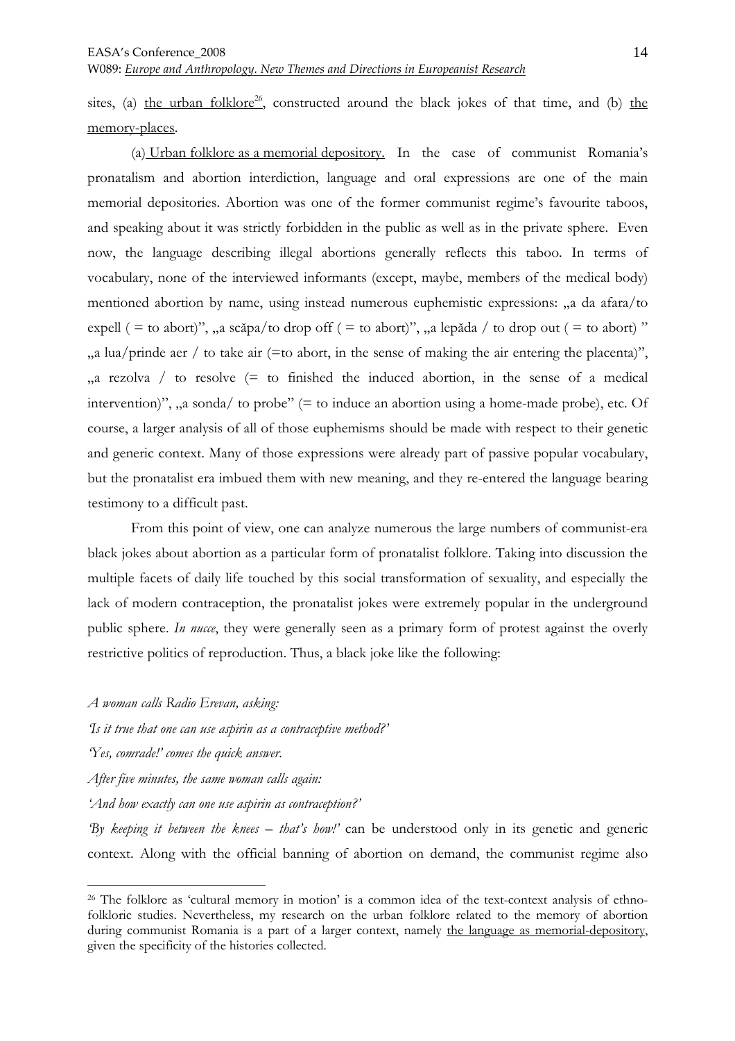sites, (a) <u>the urban folklore</u>[26], constructed around the black jokes of that time, and (b) <u>the memory-places</u>.

(a) <u>Urban folklore as a memorial depository.</u> In the case of communist Romania's pronatalism and abortion interdiction, language and oral expressions are one of the main memorial depositories. Abortion was one of the former communist regime's favourite taboos, and speaking about it was strictly forbidden in the public as well as in the private sphere. Even now, the language describing illegal abortions generally reflects this taboo. In terms of vocabulary, none of the interviewed informants (except, maybe, members of the medical body) mentioned abortion by name, using instead numerous euphemistic expressions: „a da afara/to expell ( = to abort)", „a scăpa/to drop off ( = to abort)", „a lepăda / to drop out ( = to abort) " „a lua/prinde aer / to take air (=to abort, in the sense of making the air entering the placenta)", „a rezolva / to resolve (= to finished the induced abortion, in the sense of a medical intervention)", „a sonda/ to probe" (= to induce an abortion using a home-made probe), etc. Of course, a larger analysis of all of those euphemisms should be made with respect to their genetic and generic context. Many of those expressions were already part of passive popular vocabulary, but the pronatalist era imbued them with new meaning, and they re-entered the language bearing testimony to a difficult past.

From this point of view, one can analyze numerous the large numbers of communist-era black jokes about abortion as a particular form of pronatalist folklore. Taking into discussion the multiple facets of daily life touched by this social transformation of sexuality, and especially the lack of modern contraception, the pronatalist jokes were extremely popular in the underground public sphere. *In nucce*, they were generally seen as a primary form of protest against the overly restrictive politics of reproduction. Thus, a black joke like the following:

*A woman calls Radio Erevan, asking:*

*'Is it true that one can use aspirin as a contraceptive method?'*

*'Yes, comrade!' comes the quick answer.*

*After five minutes, the same woman calls again:*

*'And how exactly can one use aspirin as contraception?'*

*'By keeping it between the knees – that's how!'* can be understood only in its genetic and generic context. Along with the official banning of abortion on demand, the communist regime also

[26] The folklore as 'cultural memory in motion' is a common idea of the text-context analysis of ethno-folkloric studies. Nevertheless, my research on the urban folklore related to the memory of abortion during communist Romania is a part of a larger context, namely <u>the language as memorial-depository</u>, given the specificity of the histories collected.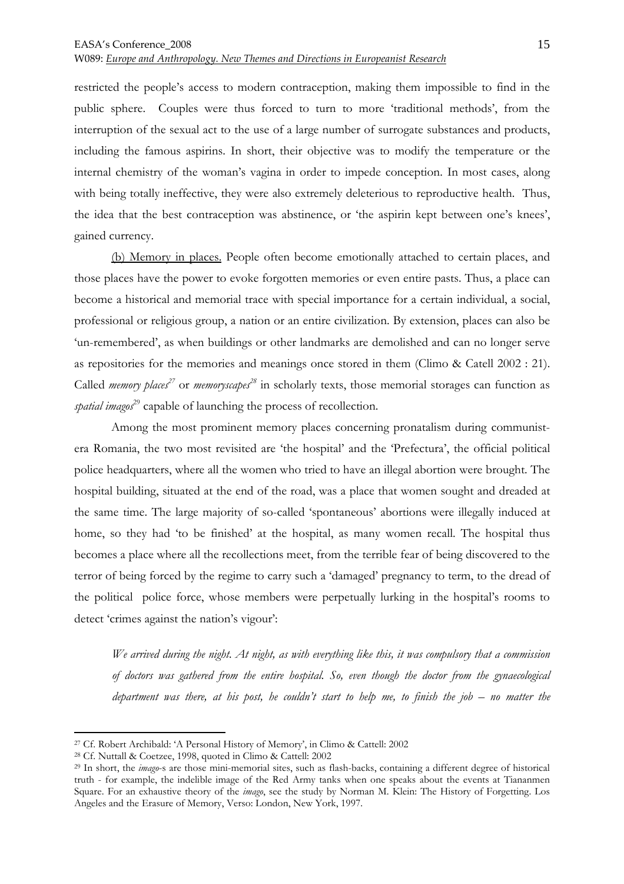restricted the people's access to modern contraception, making them impossible to find in the public sphere. Couples were thus forced to turn to more 'traditional methods', from the interruption of the sexual act to the use of a large number of surrogate substances and products, including the famous aspirins. In short, their objective was to modify the temperature or the internal chemistry of the woman's vagina in order to impede conception. In most cases, along with being totally ineffective, they were also extremely deleterious to reproductive health. Thus, the idea that the best contraception was abstinence, or 'the aspirin kept between one's knees', gained currency.

(b) Memory in places. People often become emotionally attached to certain places, and those places have the power to evoke forgotten memories or even entire pasts. Thus, a place can become a historical and memorial trace with special importance for a certain individual, a social, professional or religious group, a nation or an entire civilization. By extension, places can also be 'un-remembered', as when buildings or other landmarks are demolished and can no longer serve as repositories for the memories and meanings once stored in them (Climo & Catell 2002 : 21). Called *memory places*[27] or *memoryscapes*[28] in scholarly texts, those memorial storages can function as *spatial imagos*[29] capable of launching the process of recollection.

Among the most prominent memory places concerning pronatalism during communist-era Romania, the two most revisited are 'the hospital' and the 'Prefectura', the official political police headquarters, where all the women who tried to have an illegal abortion were brought. The hospital building, situated at the end of the road, was a place that women sought and dreaded at the same time. The large majority of so-called 'spontaneous' abortions were illegally induced at home, so they had 'to be finished' at the hospital, as many women recall. The hospital thus becomes a place where all the recollections meet, from the terrible fear of being discovered to the terror of being forced by the regime to carry such a 'damaged' pregnancy to term, to the dread of the political police force, whose members were perpetually lurking in the hospital's rooms to detect 'crimes against the nation's vigour':

> *We arrived during the night. At night, as with everything like this, it was compulsory that a commission of doctors was gathered from the entire hospital. So, even though the doctor from the gynaecological department was there, at his post, he couldn't start to help me, to finish the job – no matter the*

---

[27] Cf. Robert Archibald: 'A Personal History of Memory', in Climo & Cattell: 2002

[28] Cf. Nuttall & Coetzee, 1998, quoted in Climo & Cattell: 2002

[29] In short, the *imago*-s are those mini-memorial sites, such as flash-backs, containing a different degree of historical truth - for example, the indelible image of the Red Army tanks when one speaks about the events at Tiananmen Square. For an exhaustive theory of the *imago*, see the study by Norman M. Klein: The History of Forgetting. Los Angeles and the Erasure of Memory, Verso: London, New York, 1997.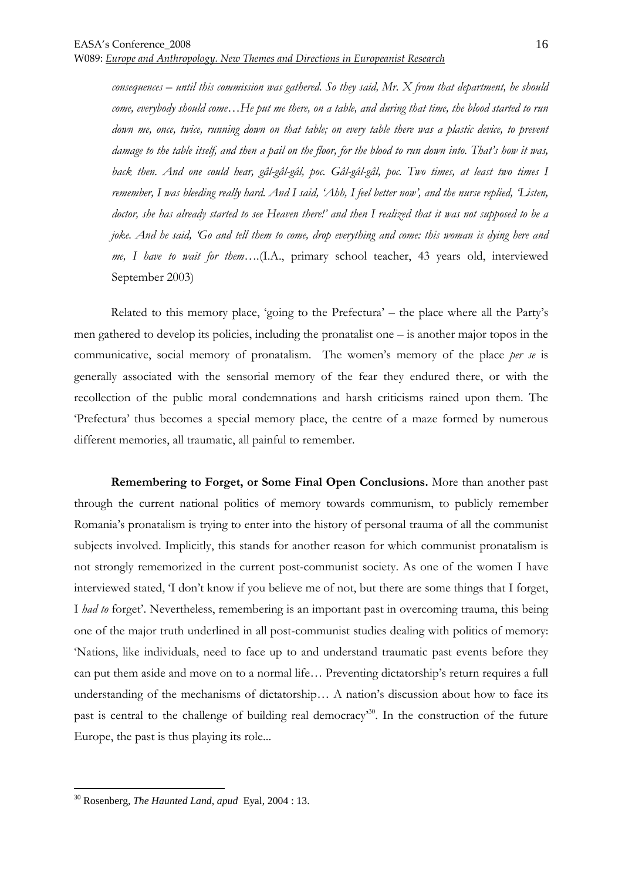*consequences – until this commission was gathered. So they said, Mr. X from that department, he should come, everybody should come…He put me there, on a table, and during that time, the blood started to run down me, once, twice, running down on that table; on every table there was a plastic device, to prevent damage to the table itself, and then a pail on the floor, for the blood to run down into. That's how it was, back then. And one could hear, gâl-gâl-gâl, poc. Gâl-gâl-gâl, poc. Two times, at least two times I remember, I was bleeding really hard. And I said, 'Ahh, I feel better now', and the nurse replied, 'Listen, doctor, she has already started to see Heaven there!' and then I realized that it was not supposed to be a joke. And he said, 'Go and tell them to come, drop everything and come: this woman is dying here and me, I have to wait for them….*(I.A., primary school teacher, 43 years old, interviewed September 2003)

Related to this memory place, 'going to the Prefectura' – the place where all the Party's men gathered to develop its policies, including the pronatalist one – is another major topos in the communicative, social memory of pronatalism. The women's memory of the place *per se* is generally associated with the sensorial memory of the fear they endured there, or with the recollection of the public moral condemnations and harsh criticisms rained upon them. The 'Prefectura' thus becomes a special memory place, the centre of a maze formed by numerous different memories, all traumatic, all painful to remember.

**Remembering to Forget, or Some Final Open Conclusions.** More than another past through the current national politics of memory towards communism, to publicly remember Romania's pronatalism is trying to enter into the history of personal trauma of all the communist subjects involved. Implicitly, this stands for another reason for which communist pronatalism is not strongly rememorized in the current post-communist society. As one of the women I have interviewed stated, 'I don't know if you believe me of not, but there are some things that I forget, I *had to* forget'. Nevertheless, remembering is an important past in overcoming trauma, this being one of the major truth underlined in all post-communist studies dealing with politics of memory: 'Nations, like individuals, need to face up to and understand traumatic past events before they can put them aside and move on to a normal life… Preventing dictatorship's return requires a full understanding of the mechanisms of dictatorship… A nation's discussion about how to face its past is central to the challenge of building real democracy'[30]. In the construction of the future Europe, the past is thus playing its role...

[30] Rosenberg, *The Haunted Land*, *apud* Eyal, 2004 : 13.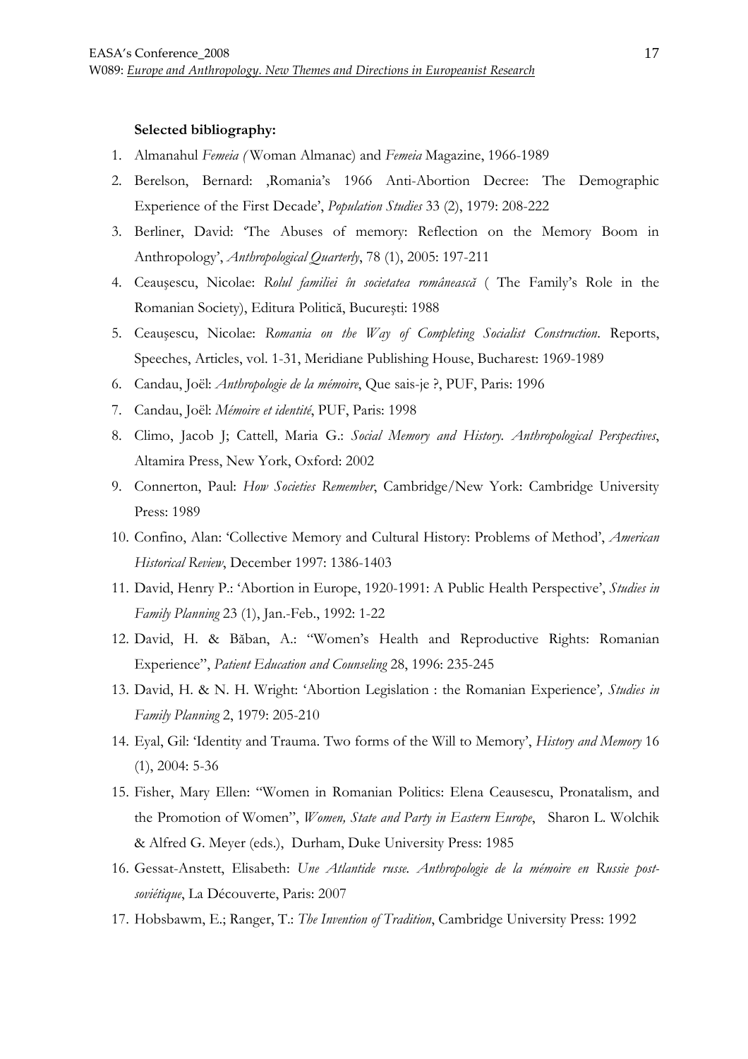**Selected bibliography:**

1. Almanahul *Femeia (* Woman Almanac) and *Femeia* Magazine, 1966-1989
2. Berelson, Bernard: ,Romania's 1966 Anti-Abortion Decree: The Demographic Experience of the First Decade', *Population Studies* 33 (2), 1979: 208-222
3. Berliner, David: 'The Abuses of memory: Reflection on the Memory Boom in Anthropology', *Anthropological Quarterly*, 78 (1), 2005: 197-211
4. Ceauşescu, Nicolae: *Rolul familiei în societatea românească* ( The Family's Role in the Romanian Society), Editura Politică, Bucureşti: 1988
5. Ceauşescu, Nicolae: *Romania on the Way of Completing Socialist Construction*. Reports, Speeches, Articles, vol. 1-31, Meridiane Publishing House, Bucharest: 1969-1989
6. Candau, Joël: *Anthropologie de la mémoire*, Que sais-je ?, PUF, Paris: 1996
7. Candau, Joël: *Mémoire et identité*, PUF, Paris: 1998
8. Climo, Jacob J; Cattell, Maria G.: *Social Memory and History. Anthropological Perspectives*, Altamira Press, New York, Oxford: 2002
9. Connerton, Paul: *How Societies Remember*, Cambridge/New York: Cambridge University Press: 1989
10. Confino, Alan: 'Collective Memory and Cultural History: Problems of Method', *American Historical Review*, December 1997: 1386-1403
11. David, Henry P.: 'Abortion in Europe, 1920-1991: A Public Health Perspective', *Studies in Family Planning* 23 (1), Jan.-Feb., 1992: 1-22
12. David, H. & Băban, A.: "Women's Health and Reproductive Rights: Romanian Experience", *Patient Education and Counseling* 28, 1996: 235-245
13. David, H. & N. H. Wright: 'Abortion Legislation : the Romanian Experience'*, Studies in Family Planning* 2, 1979: 205-210
14. Eyal, Gil: 'Identity and Trauma. Two forms of the Will to Memory', *History and Memory* 16 (1), 2004: 5-36
15. Fisher, Mary Ellen: "Women in Romanian Politics: Elena Ceausescu, Pronatalism, and the Promotion of Women", *Women, State and Party in Eastern Europe*, Sharon L. Wolchik & Alfred G. Meyer (eds.), Durham, Duke University Press: 1985
16. Gessat-Anstett, Elisabeth: *Une Atlantide russe. Anthropologie de la mémoire en Russie post-soviétique*, La Découverte, Paris: 2007
17. Hobsbawm, E.; Ranger, T.: *The Invention of Tradition*, Cambridge University Press: 1992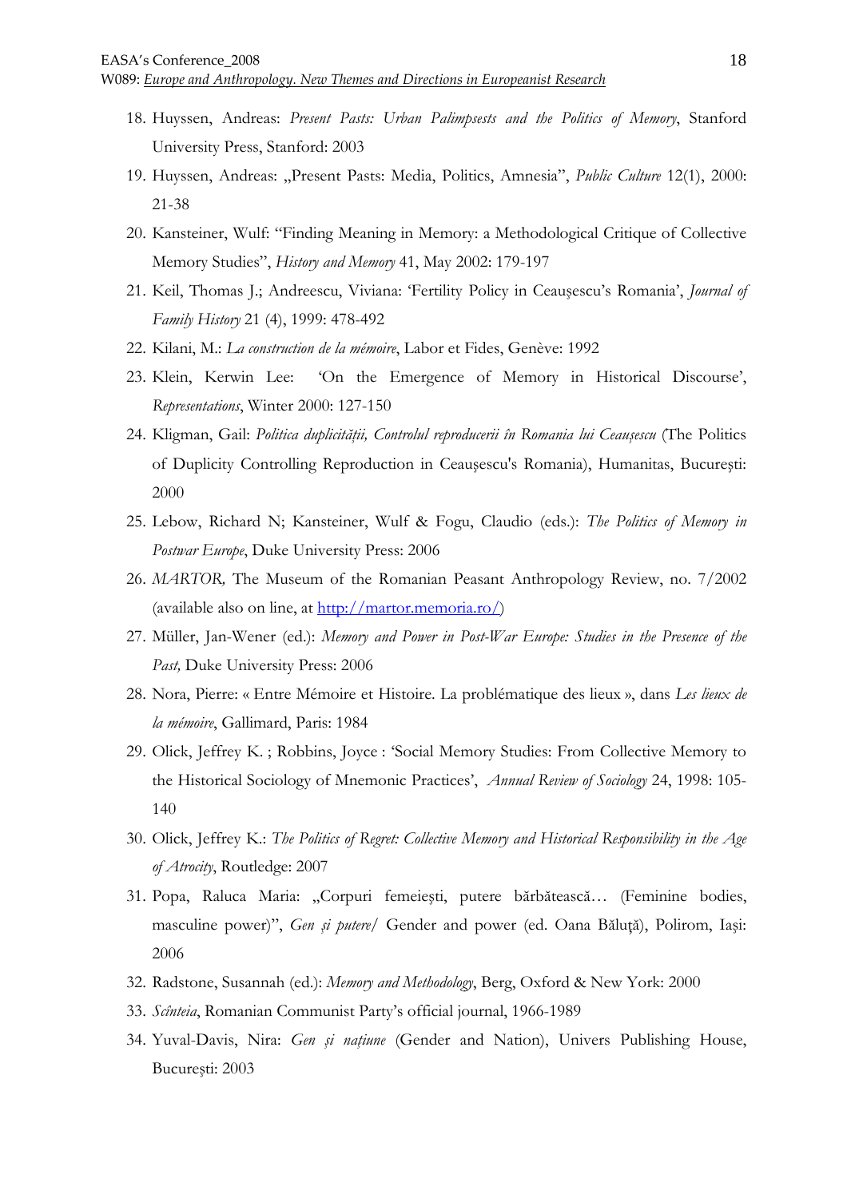18. Huyssen, Andreas: *Present Pasts: Urban Palimpsests and the Politics of Memory*, Stanford University Press, Stanford: 2003
19. Huyssen, Andreas: „Present Pasts: Media, Politics, Amnesia", *Public Culture* 12(1), 2000: 21-38
20. Kansteiner, Wulf: "Finding Meaning in Memory: a Methodological Critique of Collective Memory Studies", *History and Memory* 41, May 2002: 179-197
21. Keil, Thomas J.; Andreescu, Viviana: 'Fertility Policy in Ceauşescu's Romania', *Journal of Family History* 21 (4), 1999: 478-492
22. Kilani, M.: *La construction de la mémoire*, Labor et Fides, Genève: 1992
23. Klein, Kerwin Lee: 'On the Emergence of Memory in Historical Discourse', *Representations*, Winter 2000: 127-150
24. Kligman, Gail: *Politica duplicităţii, Controlul reproducerii în Romania lui Ceauşescu* (The Politics of Duplicity Controlling Reproduction in Ceauşescu's Romania), Humanitas, Bucureşti: 2000
25. Lebow, Richard N; Kansteiner, Wulf & Fogu, Claudio (eds.): *The Politics of Memory in Postwar Europe*, Duke University Press: 2006
26. *MARTOR,* The Museum of the Romanian Peasant Anthropology Review, no. 7/2002 (available also on line, at http://martor.memoria.ro/)
27. Müller, Jan-Wener (ed.): *Memory and Power in Post-War Europe: Studies in the Presence of the Past,* Duke University Press: 2006
28. Nora, Pierre: « Entre Mémoire et Histoire. La problématique des lieux », dans *Les lieux de la mémoire*, Gallimard, Paris: 1984
29. Olick, Jeffrey K. ; Robbins, Joyce : 'Social Memory Studies: From Collective Memory to the Historical Sociology of Mnemonic Practices', *Annual Review of Sociology* 24, 1998: 105-140
30. Olick, Jeffrey K.: *The Politics of Regret: Collective Memory and Historical Responsibility in the Age of Atrocity*, Routledge: 2007
31. Popa, Raluca Maria: „Corpuri femeieşti, putere bărbătească… (Feminine bodies, masculine power)", *Gen şi putere*/ Gender and power (ed. Oana Băluţă), Polirom, Iaşi: 2006
32. Radstone, Susannah (ed.): *Memory and Methodology*, Berg, Oxford & New York: 2000
33. *Scînteia*, Romanian Communist Party's official journal, 1966-1989
34. Yuval-Davis, Nira: *Gen şi naţiune* (Gender and Nation), Univers Publishing House, Bucureşti: 2003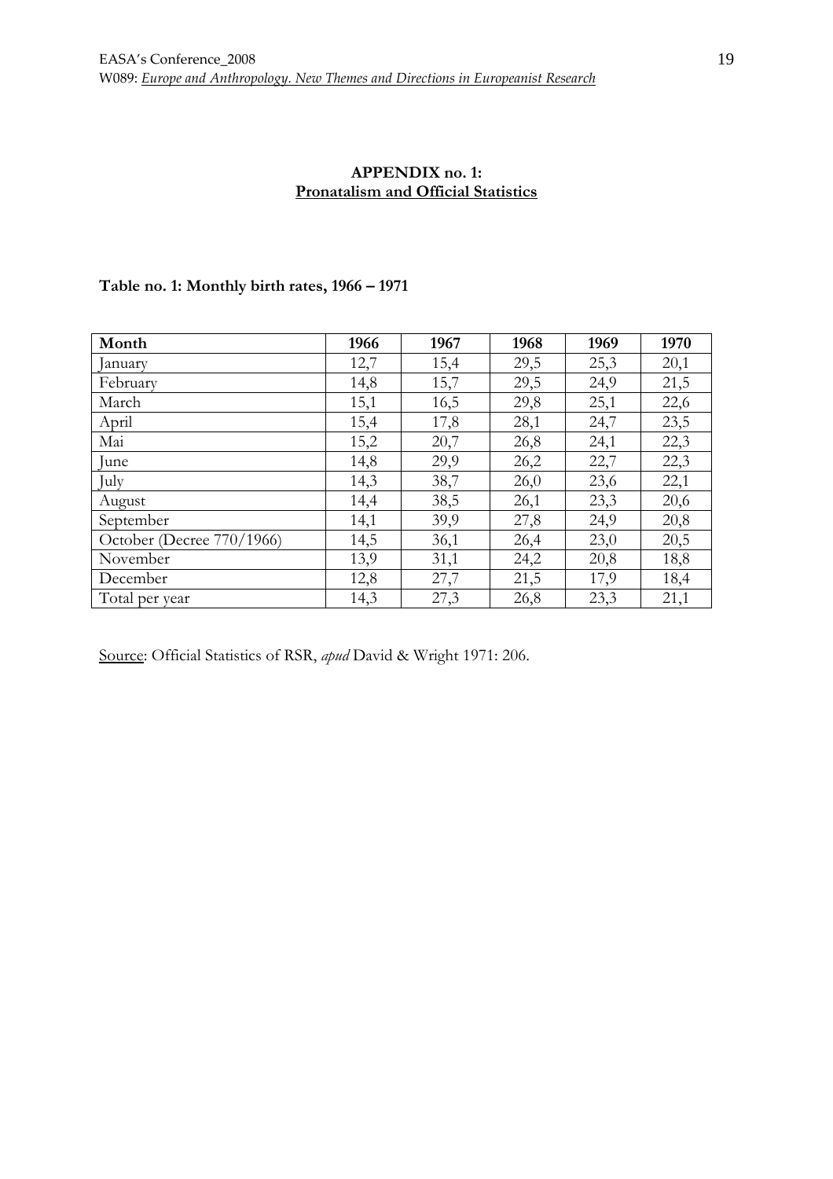**APPENDIX no. 1:**
**Pronatalism and Official Statistics**

**Table no. 1: Monthly birth rates, 1966 – 1971**

| Month | 1966 | 1967 | 1968 | 1969 | 1970 |
|---|---|---|---|---|---|
| January | 12,7 | 15,4 | 29,5 | 25,3 | 20,1 |
| February | 14,8 | 15,7 | 29,5 | 24,9 | 21,5 |
| March | 15,1 | 16,5 | 29,8 | 25,1 | 22,6 |
| April | 15,4 | 17,8 | 28,1 | 24,7 | 23,5 |
| Mai | 15,2 | 20,7 | 26,8 | 24,1 | 22,3 |
| June | 14,8 | 29,9 | 26,2 | 22,7 | 22,3 |
| July | 14,3 | 38,7 | 26,0 | 23,6 | 22,1 |
| August | 14,4 | 38,5 | 26,1 | 23,3 | 20,6 |
| September | 14,1 | 39,9 | 27,8 | 24,9 | 20,8 |
| October (Decree 770/1966) | 14,5 | 36,1 | 26,4 | 23,0 | 20,5 |
| November | 13,9 | 31,1 | 24,2 | 20,8 | 18,8 |
| December | 12,8 | 27,7 | 21,5 | 17,9 | 18,4 |
| Total per year | 14,3 | 27,3 | 26,8 | 23,3 | 21,1 |

Source: Official Statistics of RSR, *apud* David & Wright 1971: 206.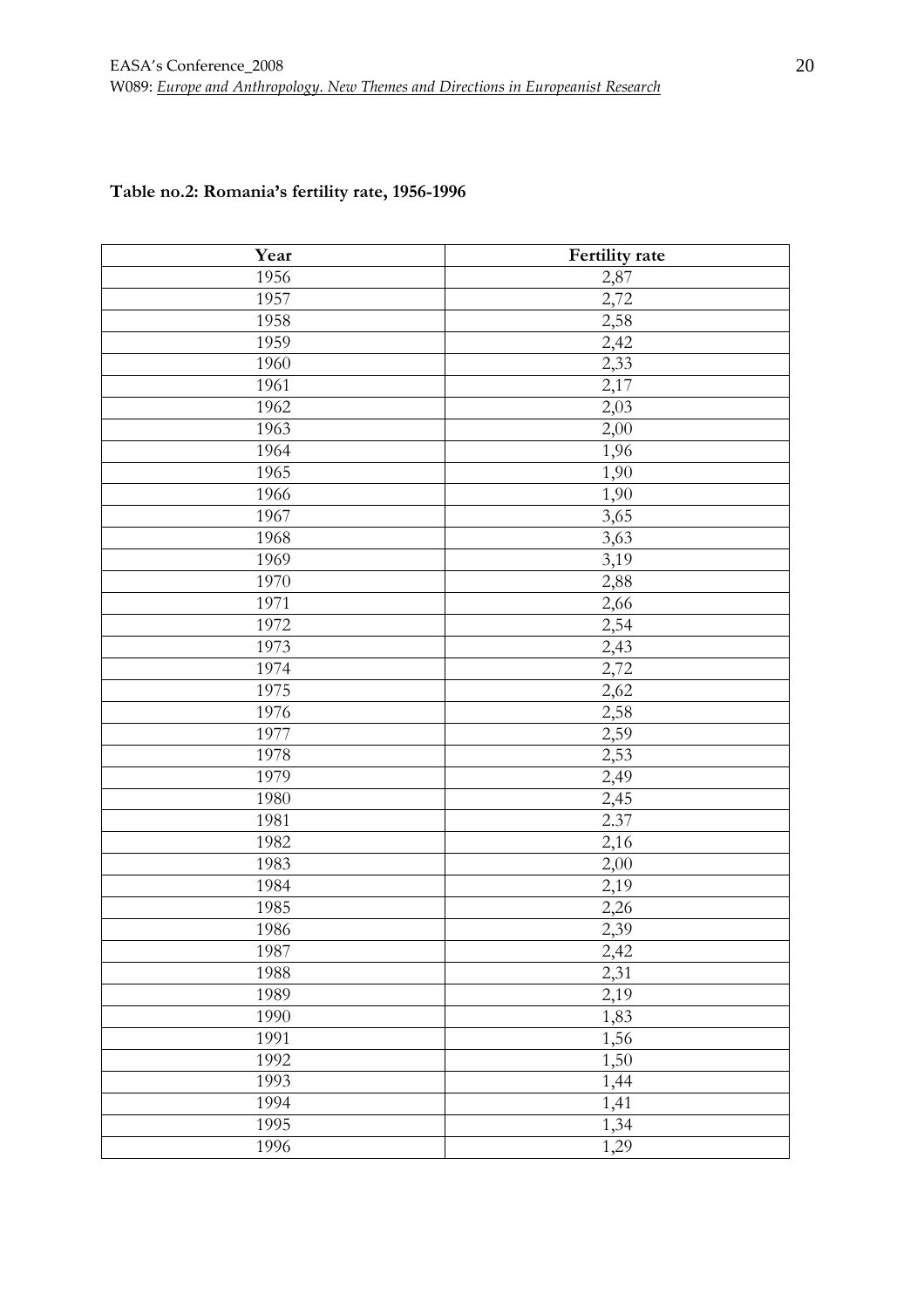**Table no.2: Romania's fertility rate, 1956-1996**

| Year | Fertility rate |
| --- | --- |
| 1956 | 2,87 |
| 1957 | 2,72 |
| 1958 | 2,58 |
| 1959 | 2,42 |
| 1960 | 2,33 |
| 1961 | 2,17 |
| 1962 | 2,03 |
| 1963 | 2,00 |
| 1964 | 1,96 |
| 1965 | 1,90 |
| 1966 | 1,90 |
| 1967 | 3,65 |
| 1968 | 3,63 |
| 1969 | 3,19 |
| 1970 | 2,88 |
| 1971 | 2,66 |
| 1972 | 2,54 |
| 1973 | 2,43 |
| 1974 | 2,72 |
| 1975 | 2,62 |
| 1976 | 2,58 |
| 1977 | 2,59 |
| 1978 | 2,53 |
| 1979 | 2,49 |
| 1980 | 2,45 |
| 1981 | 2.37 |
| 1982 | 2,16 |
| 1983 | 2,00 |
| 1984 | 2,19 |
| 1985 | 2,26 |
| 1986 | 2,39 |
| 1987 | 2,42 |
| 1988 | 2,31 |
| 1989 | 2,19 |
| 1990 | 1,83 |
| 1991 | 1,56 |
| 1992 | 1,50 |
| 1993 | 1,44 |
| 1994 | 1,41 |
| 1995 | 1,34 |
| 1996 | 1,29 |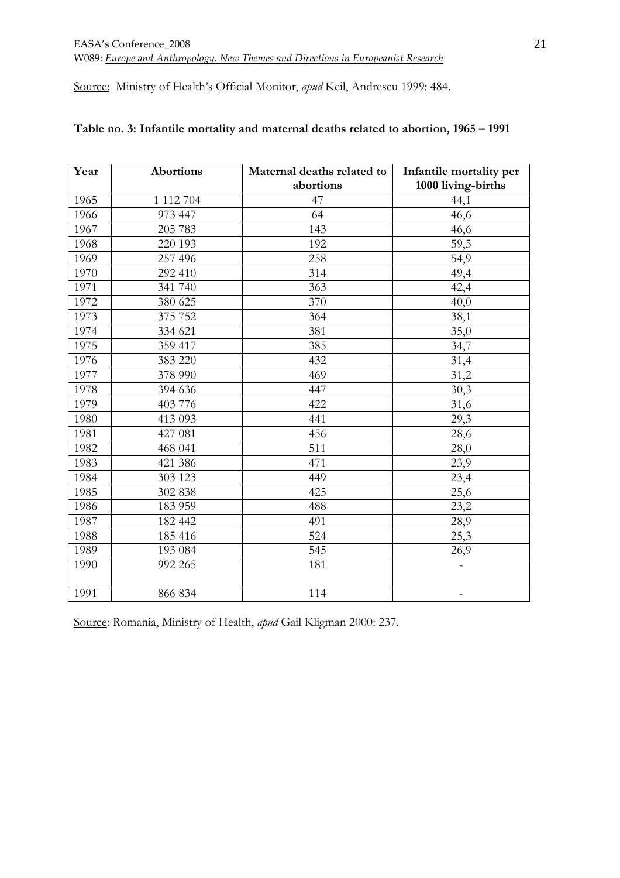Source: Ministry of Health's Official Monitor, *apud* Keil, Andrescu 1999: 484.

**Table no. 3: Infantile mortality and maternal deaths related to abortion, 1965 – 1991**

| Year | Abortions | Maternal deaths related to abortions | Infantile mortality per 1000 living-births |
|---|---|---|---|
| 1965 | 1 112 704 | 47 | 44,1 |
| 1966 | 973 447 | 64 | 46,6 |
| 1967 | 205 783 | 143 | 46,6 |
| 1968 | 220 193 | 192 | 59,5 |
| 1969 | 257 496 | 258 | 54,9 |
| 1970 | 292 410 | 314 | 49,4 |
| 1971 | 341 740 | 363 | 42,4 |
| 1972 | 380 625 | 370 | 40,0 |
| 1973 | 375 752 | 364 | 38,1 |
| 1974 | 334 621 | 381 | 35,0 |
| 1975 | 359 417 | 385 | 34,7 |
| 1976 | 383 220 | 432 | 31,4 |
| 1977 | 378 990 | 469 | 31,2 |
| 1978 | 394 636 | 447 | 30,3 |
| 1979 | 403 776 | 422 | 31,6 |
| 1980 | 413 093 | 441 | 29,3 |
| 1981 | 427 081 | 456 | 28,6 |
| 1982 | 468 041 | 511 | 28,0 |
| 1983 | 421 386 | 471 | 23,9 |
| 1984 | 303 123 | 449 | 23,4 |
| 1985 | 302 838 | 425 | 25,6 |
| 1986 | 183 959 | 488 | 23,2 |
| 1987 | 182 442 | 491 | 28,9 |
| 1988 | 185 416 | 524 | 25,3 |
| 1989 | 193 084 | 545 | 26,9 |
| 1990 | 992 265 | 181 | - |
| 1991 | 866 834 | 114 | - |

Source: Romania, Ministry of Health, *apud* Gail Kligman 2000: 237.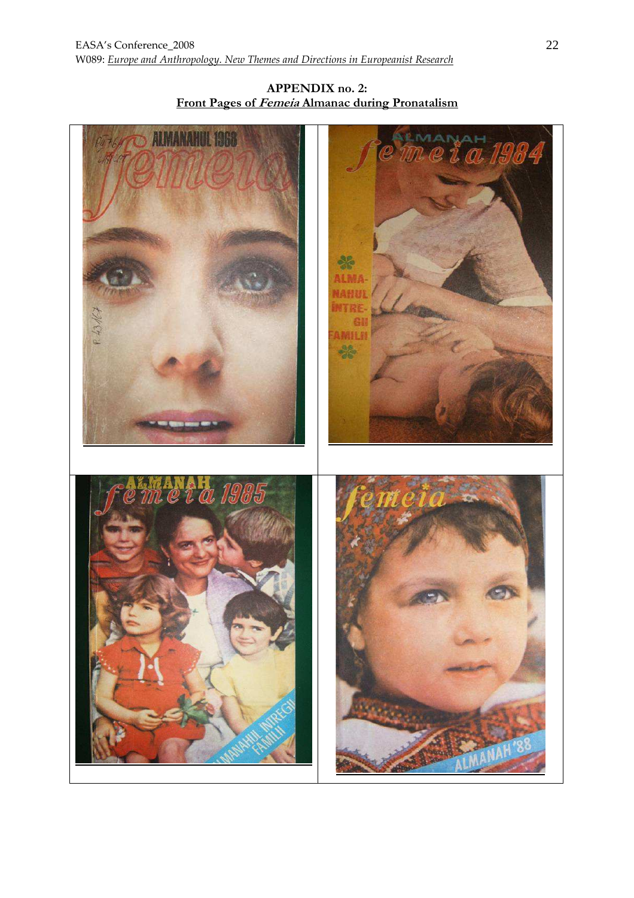**APPENDIX no. 2:**
**Front Pages of *Femeia* Almanac during Pronatalism**